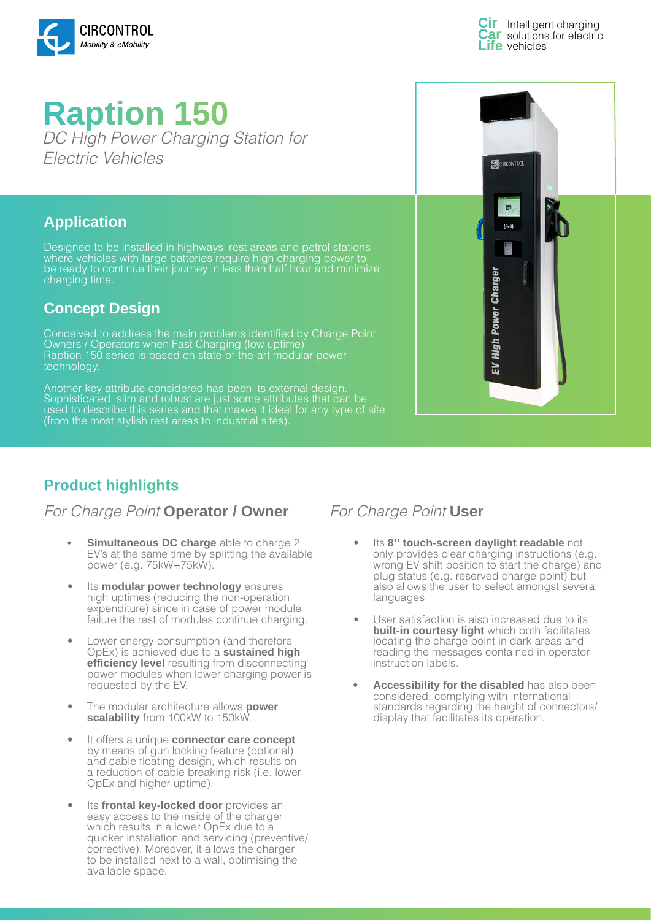# Raption 150

*DC High Power Charging Station for Electric Vehicles*

## Application

Designed to be installed in highways' rest areas and petrol stations where vehicles with large batteries require high charging power to be ready to continue their journey in less than half hour and minimize charging time.

## Concept Design

Conceived to address the main problems identified by Charge Point Owners / Operators when Fast Charging (low uptime), Raption 150 series is based on state-of-the-art modular power technology.

Another key attribute considered has been its external design. Sophisticated, slim and robust are just some attributes that can be used to describe this series and that makes it ideal for any type of site (from the most stylish rest areas to industrial sites).

## Product highlights

### *For Charge Point* Operator / Owner

- **Simultaneous DC charge** able to charge 2 EV's at the same time by splitting the available power (e.g. 75kW+75kW).
- Its **modular power technology** ensures high uptimes (reducing the non-operation expenditure) since in case of power module failure the rest of modules continue charging.
- Lower energy consumption (and therefore OpEx) is achieved due to a **sustained high efficiency level** resulting from disconnecting power modules when lower charging power is requested by the EV.
- The modular architecture allows **power scalability** from 100kW to 150kW.
- It offers a unique **connector care concept** by means of gun locking feature (optional) and cable floating design, which results on a reduction of cable breaking risk (i.e. lower OpEx and higher uptime).
- Its **frontal key-locked door** provides an easy access to the inside of the charger which results in a lower OpEx due to a quicker installation and servicing (preventive/corrective). Moreover, it allows the charger to be installed next to a wall, optimising the available space.

### *For Charge Point* User

- Its **8'' touch-screen daylight readable** not only provides clear charging instructions (e.g. wrong EV shift position to start the charge) and plug status (e.g. reserved charge point) but also allows the user to select amongst several languages
- User satisfaction is also increased due to its **built-in courtesy light** which both facilitates locating the charge point in dark areas and reading the messages contained in operator instruction labels.
- **Accessibility for the disabled** has also been considered, complying with international standards regarding the height of connectors/display that facilitates its operation.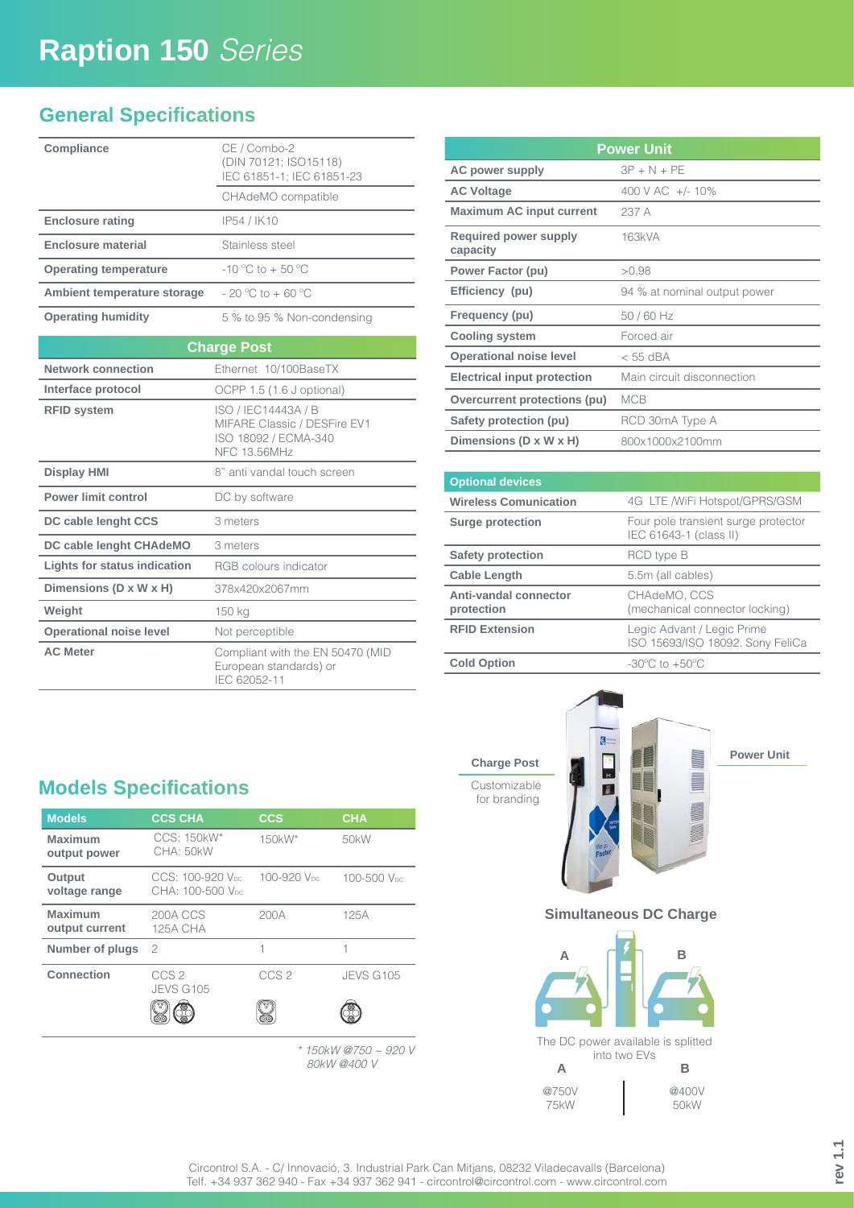# Raption 150 *Series*

## General Specifications

| | |
|---|---|
| **Compliance** | CE / Combo-2 (DIN 70121; ISO15118) IEC 61851-1; IEC 61851-23 |
| | CHAdeMO compatible |
| **Enclosure rating** | IP54 / IK10 |
| **Enclosure material** | Stainless steel |
| **Operating temperature** | -10 °C to + 50 °C |
| **Ambient temperature storage** | - 20 °C to + 60 °C |
| **Operating humidity** | 5 % to 95 % Non-condensing |

| Charge Post | |
|---|---|
| **Network connection** | Ethernet 10/100BaseTX |
| **Interface protocol** | OCPP 1.5 (1.6 J optional) |
| **RFID system** | ISO / IEC14443A / B MIFARE Classic / DESFire EV1 ISO 18092 / ECMA-340 NFC 13.56MHz |
| **Display HMI** | 8" anti vandal touch screen |
| **Power limit control** | DC by software |
| **DC cable lenght CCS** | 3 meters |
| **DC cable lenght CHAdeMO** | 3 meters |
| **Lights for status indication** | RGB colours indicator |
| **Dimensions (D x W x H)** | 378x420x2067mm |
| **Weight** | 150 kg |
| **Operational noise level** | Not perceptible |
| **AC Meter** | Compliant with the EN 50470 (MID European standards) or IEC 62052-11 |

| Power Unit | |
|---|---|
| **AC power supply** | 3P + N + PE |
| **AC Voltage** | 400 V AC +/- 10% |
| **Maximum AC input current** | 237 A |
| **Required power supply capacity** | 163kVA |
| **Power Factor (pu)** | >0,98 |
| **Efficiency (pu)** | 94 % at nominal output power |
| **Frequency (pu)** | 50 / 60 Hz |
| **Cooling system** | Forced air |
| **Operational noise level** | < 55 dBA |
| **Electrical input protection** | Main circuit disconnection |
| **Overcurrent protections (pu)** | MCB |
| **Safety protection (pu)** | RCD 30mA Type A |
| **Dimensions (D x W x H)** | 800x1000x2100mm |

| Optional devices | |
|---|---|
| **Wireless Comunication** | 4G LTE /WiFi Hotspot/GPRS/GSM |
| **Surge protection** | Four pole transient surge protector IEC 61643-1 (class II) |
| **Safety protection** | RCD type B |
| **Cable Length** | 5.5m (all cables) |
| **Anti-vandal connector protection** | CHAdeMO, CCS (mechanical connector locking) |
| **RFID Extension** | Legic Advant / Legic Prime ISO 15693/ISO 18092. Sony FeliCa |
| **Cold Option** | -30ºC to +50ºC |

**Charge Post**

Customizable for branding

**Power Unit**

## Models Specifications

| Models | CCS CHA | CCS | CHA |
|---|---|---|---|
| **Maximum output power** | CCS: 150kW* CHA: 50kW | 150kW* | 50kW |
| **Output voltage range** | CCS: 100-920 $V_{DC}$ CHA: 100-500 $V_{DC}$ | 100-920 $V_{DC}$ | 100-500 $V_{DC}$ |
| **Maximum output current** | 200A CCS 125A CHA | 200A | 125A |
| **Number of plugs** | 2 | 1 | 1 |
| **Connection** | CCS 2 JEVS G105 | CCS 2 | JEVS G105 |

*\* 150kW @750 ~ 920 V 80kW @400 V*

### Simultaneous DC Charge

A B

The DC power available is splitted into two EVs

| A | B |
|---|---|
| @750V 75kW | @400V 50kW |

Circontrol S.A. - C/ Innovació, 3. Industrial Park Can Mitjans, 08232 Viladecavalls (Barcelona)
Telf. +34 937 362 940 - Fax +34 937 362 941 - circontrol@circontrol.com - www.circontrol.com

rev 1.1